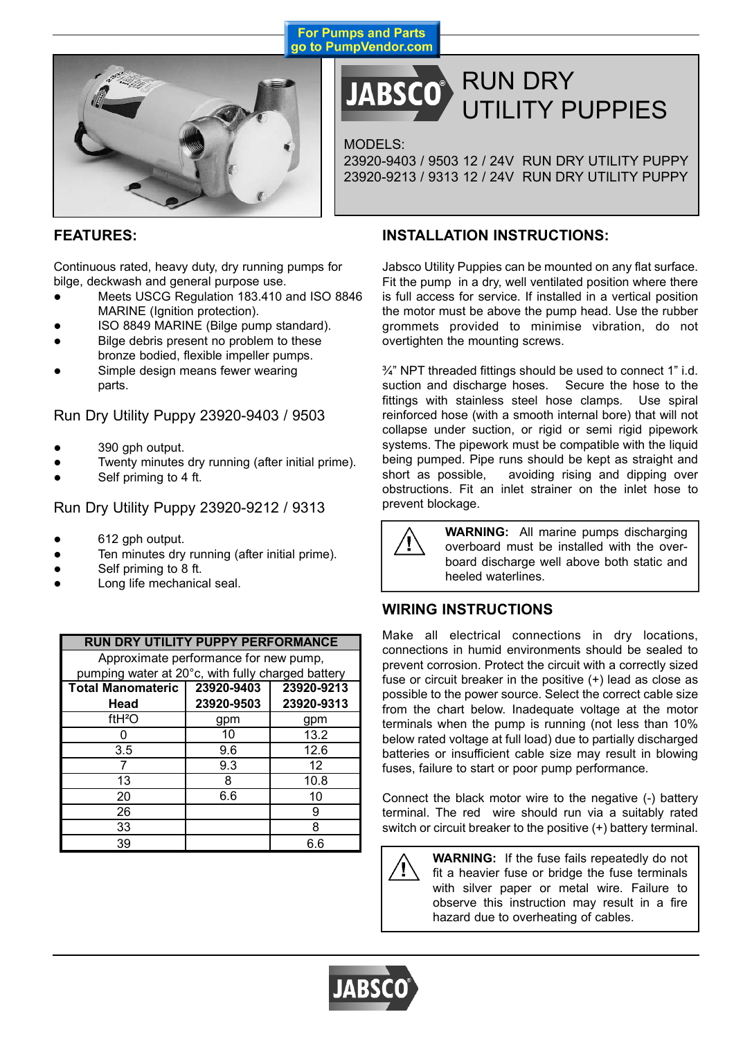For Pumps and Parts go to PumpVendor.com

# RUN DRY UTILITY PUPPIES

MODELS:
23920-9403 / 9503 12 / 24V RUN DRY UTILITY PUPPY
23920-9213 / 9313 12 / 24V RUN DRY UTILITY PUPPY

## FEATURES:

Continuous rated, heavy duty, dry running pumps for bilge, deckwash and general purpose use.

- Meets USCG Regulation 183.410 and ISO 8846 MARINE (Ignition protection).
- ISO 8849 MARINE (Bilge pump standard).
- Bilge debris present no problem to these bronze bodied, flexible impeller pumps.
- Simple design means fewer wearing parts.

### Run Dry Utility Puppy 23920-9403 / 9503

- 390 gph output.
- Twenty minutes dry running (after initial prime).
- Self priming to 4 ft.

### Run Dry Utility Puppy 23920-9212 / 9313

- 612 gph output.
- Ten minutes dry running (after initial prime).
- Self priming to 8 ft.
- Long life mechanical seal.

| RUN DRY UTILITY PUPPY PERFORMANCE | | |
|---|---|---|
| Approximate performance for new pump, pumping water at 20°c, with fully charged battery | | |
| **Total Manometaric Head** | **23920-9403 23920-9503** | **23920-9213 23920-9313** |
| ftH²O | gpm | gpm |
| 0 | 10 | 13.2 |
| 3.5 | 9.6 | 12.6 |
| 7 | 9.3 | 12 |
| 13 | 8 | 10.8 |
| 20 | 6.6 | 10 |
| 26 | | 9 |
| 33 | | 8 |
| 39 | | 6.6 |

## INSTALLATION INSTRUCTIONS:

Jabsco Utility Puppies can be mounted on any flat surface. Fit the pump in a dry, well ventilated position where there is full access for service. If installed in a vertical position the motor must be above the pump head. Use the rubber grommets provided to minimise vibration, do not overtighten the mounting screws.

¾" NPT threaded fittings should be used to connect 1" i.d. suction and discharge hoses. Secure the hose to the fittings with stainless steel hose clamps. Use spiral reinforced hose (with a smooth internal bore) that will not collapse under suction, or rigid or semi rigid pipework systems. The pipework must be compatible with the liquid being pumped. Pipe runs should be kept as straight and short as possible, avoiding rising and dipping over obstructions. Fit an inlet strainer on the inlet hose to prevent blockage.

> **WARNING:** All marine pumps discharging overboard must be installed with the overboard discharge well above both static and heeled waterlines.

## WIRING INSTRUCTIONS

Make all electrical connections in dry locations, connections in humid environments should be sealed to prevent corrosion. Protect the circuit with a correctly sized fuse or circuit breaker in the positive (+) lead as close as possible to the power source. Select the correct cable size from the chart below. Inadequate voltage at the motor terminals when the pump is running (not less than 10% below rated voltage at full load) due to partially discharged batteries or insufficient cable size may result in blowing fuses, failure to start or poor pump performance.

Connect the black motor wire to the negative (-) battery terminal. The red wire should run via a suitably rated switch or circuit breaker to the positive (+) battery terminal.

> **WARNING:** If the fuse fails repeatedly do not fit a heavier fuse or bridge the fuse terminals with silver paper or metal wire. Failure to observe this instruction may result in a fire hazard due to overheating of cables.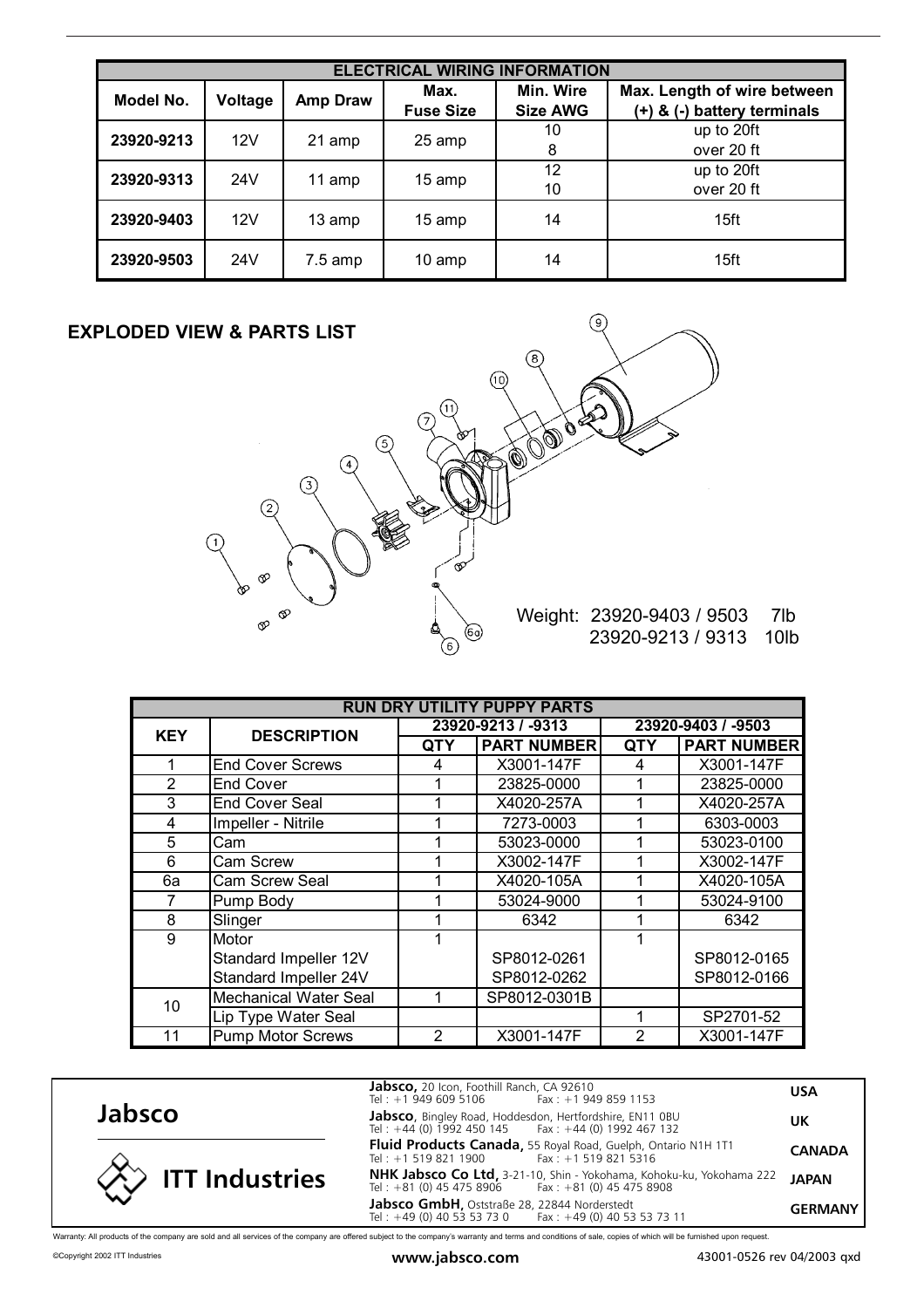| ELECTRICAL WIRING INFORMATION | | | | | |
|---|---|---|---|---|---|
| **Model No.** | **Voltage** | **Amp Draw** | **Max. Fuse Size** | **Min. Wire Size AWG** | **Max. Length of wire between (+) & (-) battery terminals** |
| **23920-9213** | 12V | 21 amp | 25 amp | 10 | up to 20ft |
| | | | | 8 | over 20 ft |
| **23920-9313** | 24V | 11 amp | 15 amp | 12 | up to 20ft |
| | | | | 10 | over 20 ft |
| **23920-9403** | 12V | 13 amp | 15 amp | 14 | 15ft |
| **23920-9503** | 24V | 7.5 amp | 10 amp | 14 | 15ft |

## EXPLODED VIEW & PARTS LIST

1
2
3
4
5
6
6a
7
8
9
10
11

Weight: 23920-9403 / 9503 7lb
23920-9213 / 9313 10lb

| RUN DRY UTILITY PUPPY PARTS | | | | | |
|---|---|---|---|---|---|
| **KEY** | **DESCRIPTION** | **23920-9213 / -9313** | | **23920-9403 / -9503** | |
| | | **QTY** | **PART NUMBER** | **QTY** | **PART NUMBER** |
| 1 | End Cover Screws | 4 | X3001-147F | 4 | X3001-147F |
| 2 | End Cover | 1 | 23825-0000 | 1 | 23825-0000 |
| 3 | End Cover Seal | 1 | X4020-257A | 1 | X4020-257A |
| 4 | Impeller - Nitrile | 1 | 7273-0003 | 1 | 6303-0003 |
| 5 | Cam | 1 | 53023-0000 | 1 | 53023-0100 |
| 6 | Cam Screw | 1 | X3002-147F | 1 | X3002-147F |
| 6a | Cam Screw Seal | 1 | X4020-105A | 1 | X4020-105A |
| 7 | Pump Body | 1 | 53024-9000 | 1 | 53024-9100 |
| 8 | Slinger | 1 | 6342 | 1 | 6342 |
| 9 | Motor | 1 | | 1 | |
| | Standard Impeller 12V | | SP8012-0261 | | SP8012-0165 |
| | Standard Impeller 24V | | SP8012-0262 | | SP8012-0166 |
| 10 | Mechanical Water Seal | 1 | SP8012-0301B | | |
| | Lip Type Water Seal | | | 1 | SP2701-52 |
| 11 | Pump Motor Screws | 2 | X3001-147F | 2 | X3001-147F |

**Jabsco**

**ITT Industries**

| | |
|---|---|
| **Jabsco,** 20 Icon, Foothill Ranch, CA 92610<br>Tel : +1 949 609 5106 Fax : +1 949 859 1153 | **USA** |
| **Jabsco**, Bingley Road, Hoddesdon, Hertfordshire, EN11 0BU<br>Tel : +44 (0) 1992 450 145 Fax : +44 (0) 1992 467 132 | **UK** |
| **Fluid Products Canada,** 55 Royal Road, Guelph, Ontario N1H 1T1<br>Tel : +1 519 821 1900 Fax : +1 519 821 5316 | **CANADA** |
| **NHK Jabsco Co Ltd,** 3-21-10, Shin - Yokohama, Kohoku-ku, Yokohama 222<br>Tel : +81 (0) 45 475 8906 Fax : +81 (0) 45 475 8908 | **JAPAN** |
| **Jabsco GmbH,** Oststraße 28, 22844 Norderstedt<br>Tel : +49 (0) 40 53 53 73 0 Fax : +49 (0) 40 53 53 73 11 | **GERMANY** |

Warranty: All products of the company are sold and all services of the company are offered subject to the company's warranty and terms and conditions of sale, copies of which will be furnished upon request.

©Copyright 2002 ITT Industries

**www.jabsco.com**

43001-0526 rev 04/2003 qxd